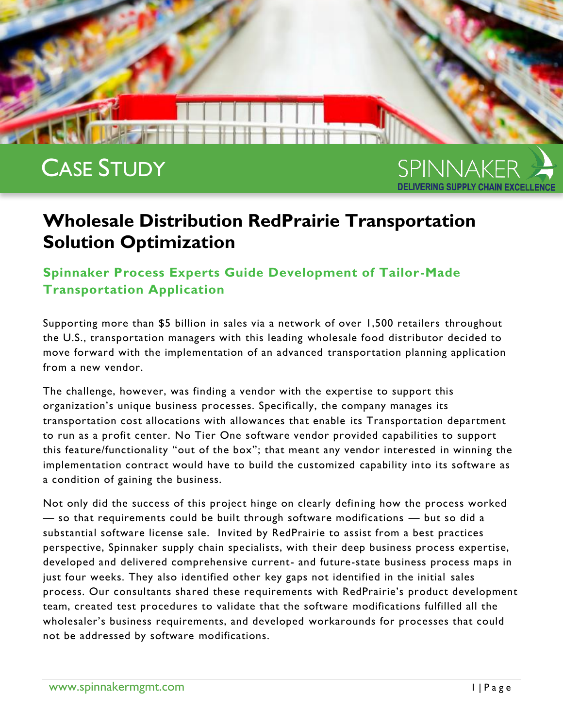CASE STUDY

SPINNAKER
DELIVERING SUPPLY CHAIN EXCELLENCE

# Wholesale Distribution RedPrairie Transportation Solution Optimization

## Spinnaker Process Experts Guide Development of Tailor-Made Transportation Application

Supporting more than $5 billion in sales via a network of over 1,500 retailers throughout the U.S., transportation managers with this leading wholesale food distributor decided to move forward with the implementation of an advanced transportation planning application from a new vendor.

The challenge, however, was finding a vendor with the expertise to support this organization's unique business processes. Specifically, the company manages its transportation cost allocations with allowances that enable its Transportation department to run as a profit center. No Tier One software vendor provided capabilities to support this feature/functionality "out of the box"; that meant any vendor interested in winning the implementation contract would have to build the customized capability into its software as a condition of gaining the business.

Not only did the success of this project hinge on clearly defining how the process worked — so that requirements could be built through software modifications — but so did a substantial software license sale. Invited by RedPrairie to assist from a best practices perspective, Spinnaker supply chain specialists, with their deep business process expertise, developed and delivered comprehensive current- and future-state business process maps in just four weeks. They also identified other key gaps not identified in the initial sales process. Our consultants shared these requirements with RedPrairie's product development team, created test procedures to validate that the software modifications fulfilled all the wholesaler's business requirements, and developed workarounds for processes that could not be addressed by software modifications.

www.spinnakermgmt.com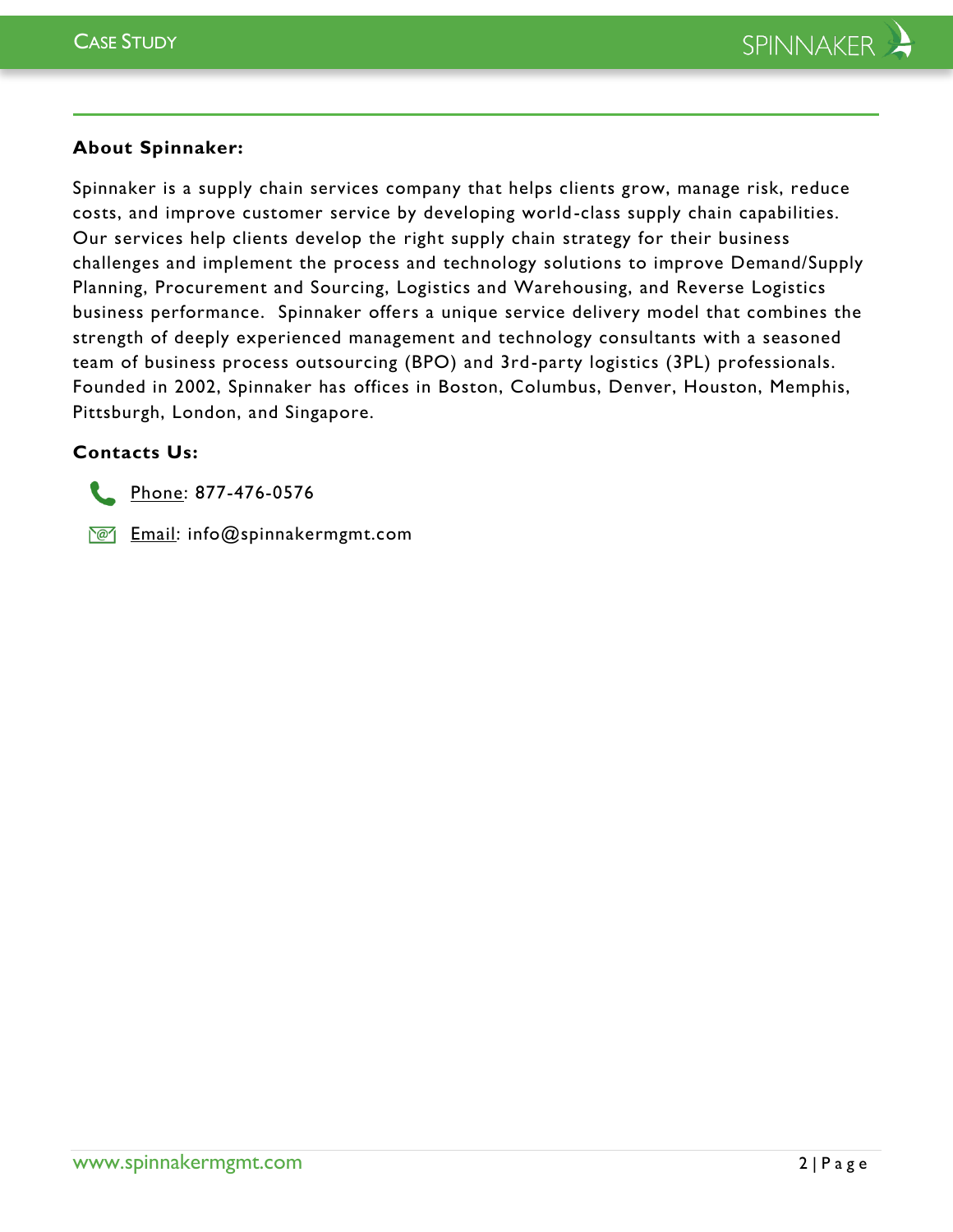**About Spinnaker:**

Spinnaker is a supply chain services company that helps clients grow, manage risk, reduce costs, and improve customer service by developing world-class supply chain capabilities. Our services help clients develop the right supply chain strategy for their business challenges and implement the process and technology solutions to improve Demand/Supply Planning, Procurement and Sourcing, Logistics and Warehousing, and Reverse Logistics business performance. Spinnaker offers a unique service delivery model that combines the strength of deeply experienced management and technology consultants with a seasoned team of business process outsourcing (BPO) and 3rd-party logistics (3PL) professionals. Founded in 2002, Spinnaker has offices in Boston, Columbus, Denver, Houston, Memphis, Pittsburgh, London, and Singapore.

**Contacts Us:**

Phone: 877-476-0576

Email: info@spinnakermgmt.com